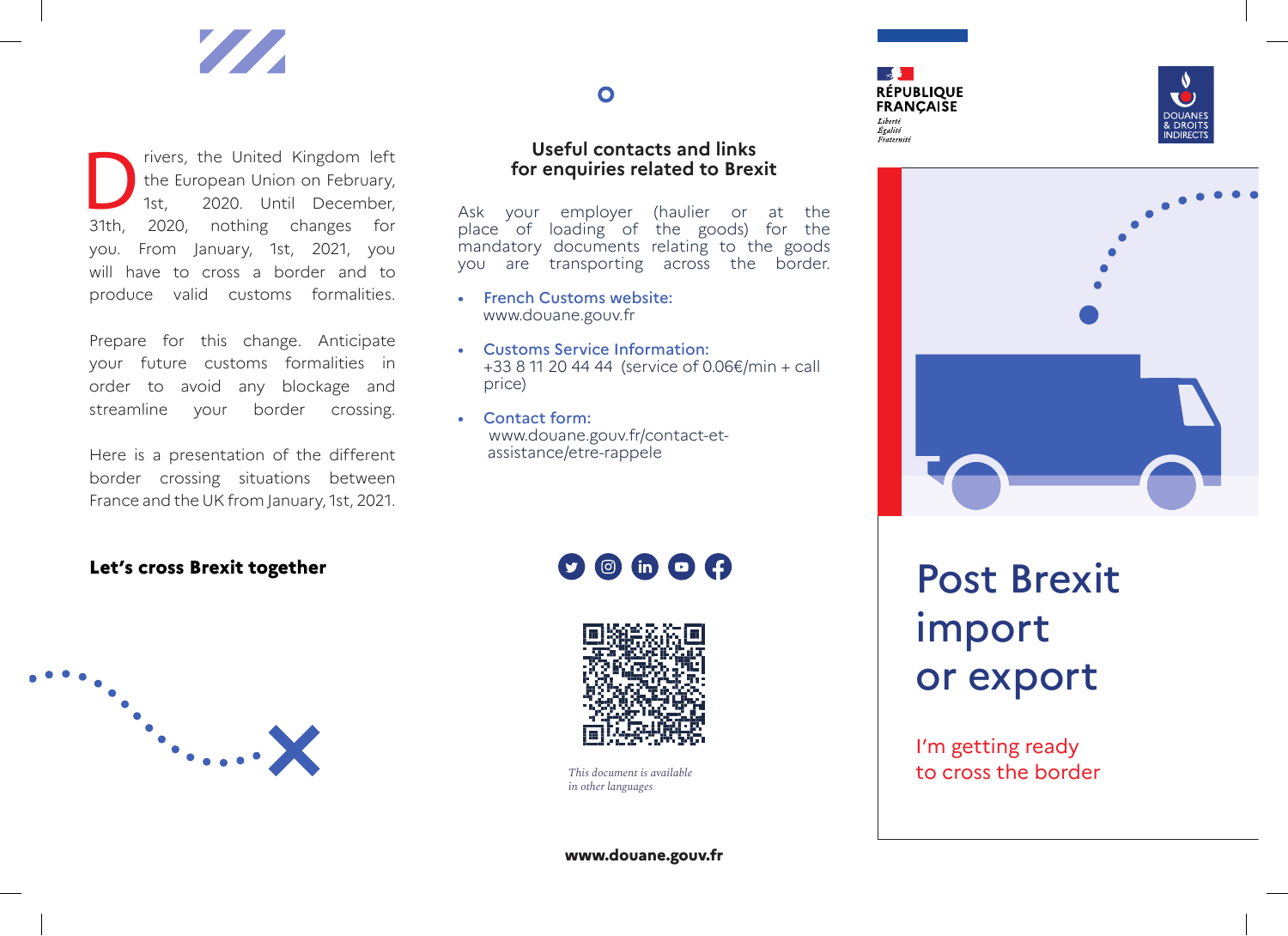Drivers, the United Kingdom left the European Union on February, 1st, 2020. Until December, 31th, 2020, nothing changes for you. From January, 1st, 2021, you will have to cross a border and to produce valid customs formalities.

Prepare for this change. Anticipate your future customs formalities in order to avoid any blockage and streamline your border crossing.

Here is a presentation of the different border crossing situations between France and the UK from January, 1st, 2021.

**Let's cross Brexit together**

## Useful contacts and links for enquiries related to Brexit

Ask your employer (haulier or at the place of loading of the goods) for the mandatory documents relating to the goods you are transporting across the border.

- French Customs website:
  www.douane.gouv.fr
- Customs Service Information:
  +33 8 11 20 44 44 (service of 0.06€/min + call price)
- Contact form:
  www.douane.gouv.fr/contact-et-assistance/etre-rappele

*This document is available in other languages*

**www.douane.gouv.fr**

RÉPUBLIQUE FRANÇAISE
*Liberté Égalité Fraternité*

DOUANES & DROITS INDIRECTS

# Post Brexit import or export

I'm getting ready to cross the border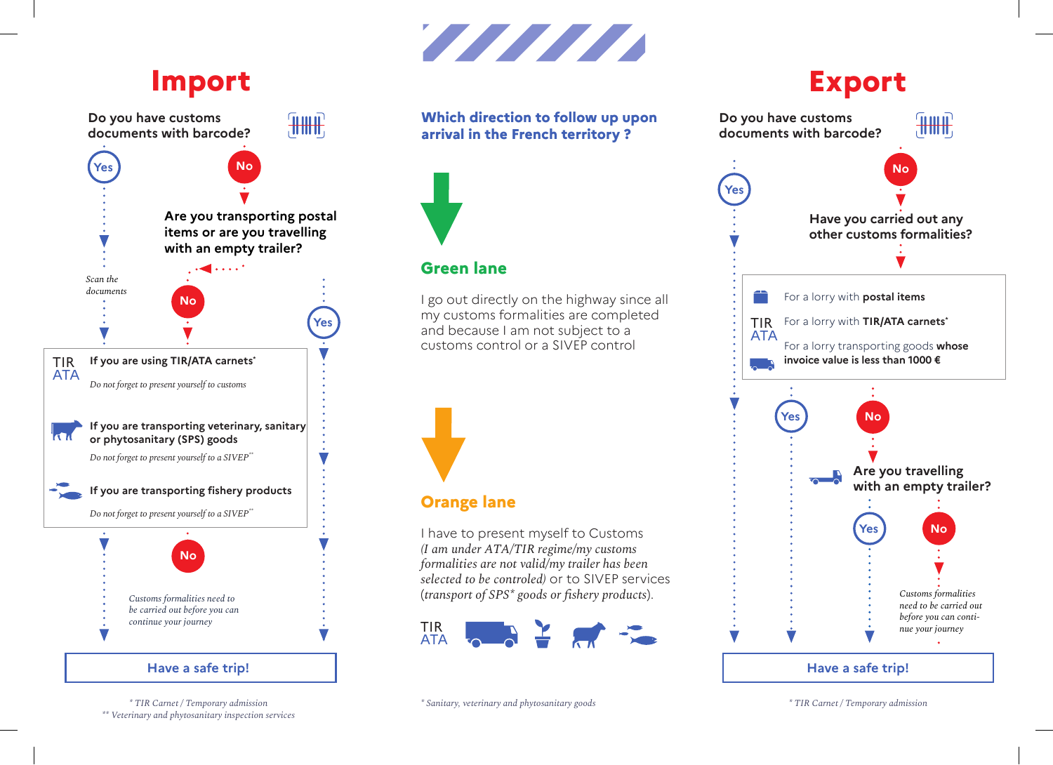# Import

**Do you have customs documents with barcode?**

Yes

*Scan the documents*

No

**Are you transporting postal items or are you travelling with an empty trailer?**

No

Yes

TIR ATA **If you are using TIR/ATA carnets***

*Do not forget to present yourself to customs*

**If you are transporting veterinary, sanitary or phytosanitary (SPS) goods**

*Do not forget to present yourself to a SIVEP***

**If you are transporting fishery products**

*Do not forget to present yourself to a SIVEP***

No

*Customs formalities need to be carried out before you can continue your journey*

**Have a safe trip!**

*\* TIR Carnet / Temporary admission*
*\*\* Veterinary and phytosanitary inspection services*

## Which direction to follow up upon arrival in the French territory ?

### Green lane

I go out directly on the highway since all my customs formalities are completed and because I am not subject to a customs control or a SIVEP control

### Orange lane

I have to present myself to Customs *(I am under ATA/TIR regime/my customs formalities are not valid/my trailer has been selected to be controled)* or to SIVEP services (*transport of SPS\* goods or fishery products*).

TIR ATA

*\* Sanitary, veterinary and phytosanitary goods*

# Export

**Do you have customs documents with barcode?**

Yes

No

**Have you carried out any other customs formalities?**

For a lorry with **postal items**

TIR ATA For a lorry with **TIR/ATA carnets***

For a lorry transporting goods **whose invoice value is less than 1000 €**

Yes

No

**Are you travelling with an empty trailer?**

Yes

No

*Customs formalities need to be carried out before you can continue your journey*

**Have a safe trip!**

*\* TIR Carnet / Temporary admission*